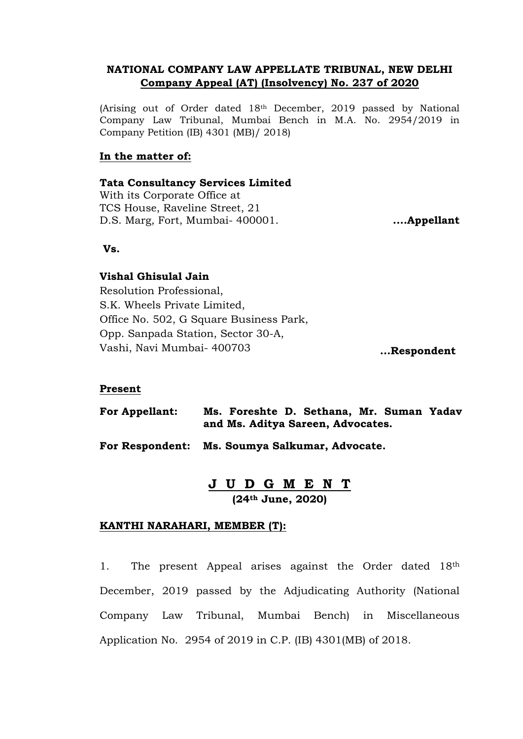**NATIONAL COMPANY LAW APPELLATE TRIBUNAL, NEW DELHI**
**Company Appeal (AT) (Insolvency) No. 237 of 2020**

(Arising out of Order dated 18th December, 2019 passed by National Company Law Tribunal, Mumbai Bench in M.A. No. 2954/2019 in Company Petition (IB) 4301 (MB)/ 2018)

**In the matter of:**

**Tata Consultancy Services Limited**
With its Corporate Office at
TCS House, Raveline Street, 21
D.S. Marg, Fort, Mumbai- 400001. **....Appellant**

**Vs.**

**Vishal Ghisulal Jain**
Resolution Professional,
S.K. Wheels Private Limited,
Office No. 502, G Square Business Park,
Opp. Sanpada Station, Sector 30-A,
Vashi, Navi Mumbai- 400703 **...Respondent**

**Present**

**For Appellant:** **Ms. Foreshte D. Sethana, Mr. Suman Yadav and Ms. Aditya Sareen, Advocates.**

**For Respondent:** **Ms. Soumya Salkumar, Advocate.**

**J U D G M E N T**
**(24th June, 2020)**

**KANTHI NARAHARI, MEMBER (T):**

1. The present Appeal arises against the Order dated 18th December, 2019 passed by the Adjudicating Authority (National Company Law Tribunal, Mumbai Bench) in Miscellaneous Application No. 2954 of 2019 in C.P. (IB) 4301(MB) of 2018.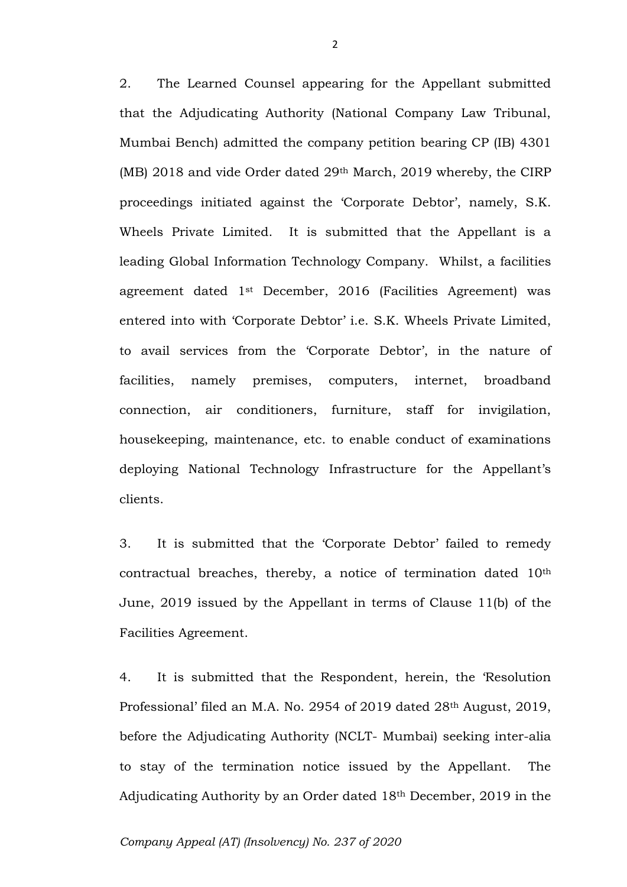2. The Learned Counsel appearing for the Appellant submitted that the Adjudicating Authority (National Company Law Tribunal, Mumbai Bench) admitted the company petition bearing CP (IB) 4301 (MB) 2018 and vide Order dated 29th March, 2019 whereby, the CIRP proceedings initiated against the 'Corporate Debtor', namely, S.K. Wheels Private Limited. It is submitted that the Appellant is a leading Global Information Technology Company. Whilst, a facilities agreement dated 1st December, 2016 (Facilities Agreement) was entered into with 'Corporate Debtor' i.e. S.K. Wheels Private Limited, to avail services from the 'Corporate Debtor', in the nature of facilities, namely premises, computers, internet, broadband connection, air conditioners, furniture, staff for invigilation, housekeeping, maintenance, etc. to enable conduct of examinations deploying National Technology Infrastructure for the Appellant's clients.

3. It is submitted that the 'Corporate Debtor' failed to remedy contractual breaches, thereby, a notice of termination dated 10th June, 2019 issued by the Appellant in terms of Clause 11(b) of the Facilities Agreement.

4. It is submitted that the Respondent, herein, the 'Resolution Professional' filed an M.A. No. 2954 of 2019 dated 28th August, 2019, before the Adjudicating Authority (NCLT- Mumbai) seeking inter-alia to stay of the termination notice issued by the Appellant. The Adjudicating Authority by an Order dated 18th December, 2019 in the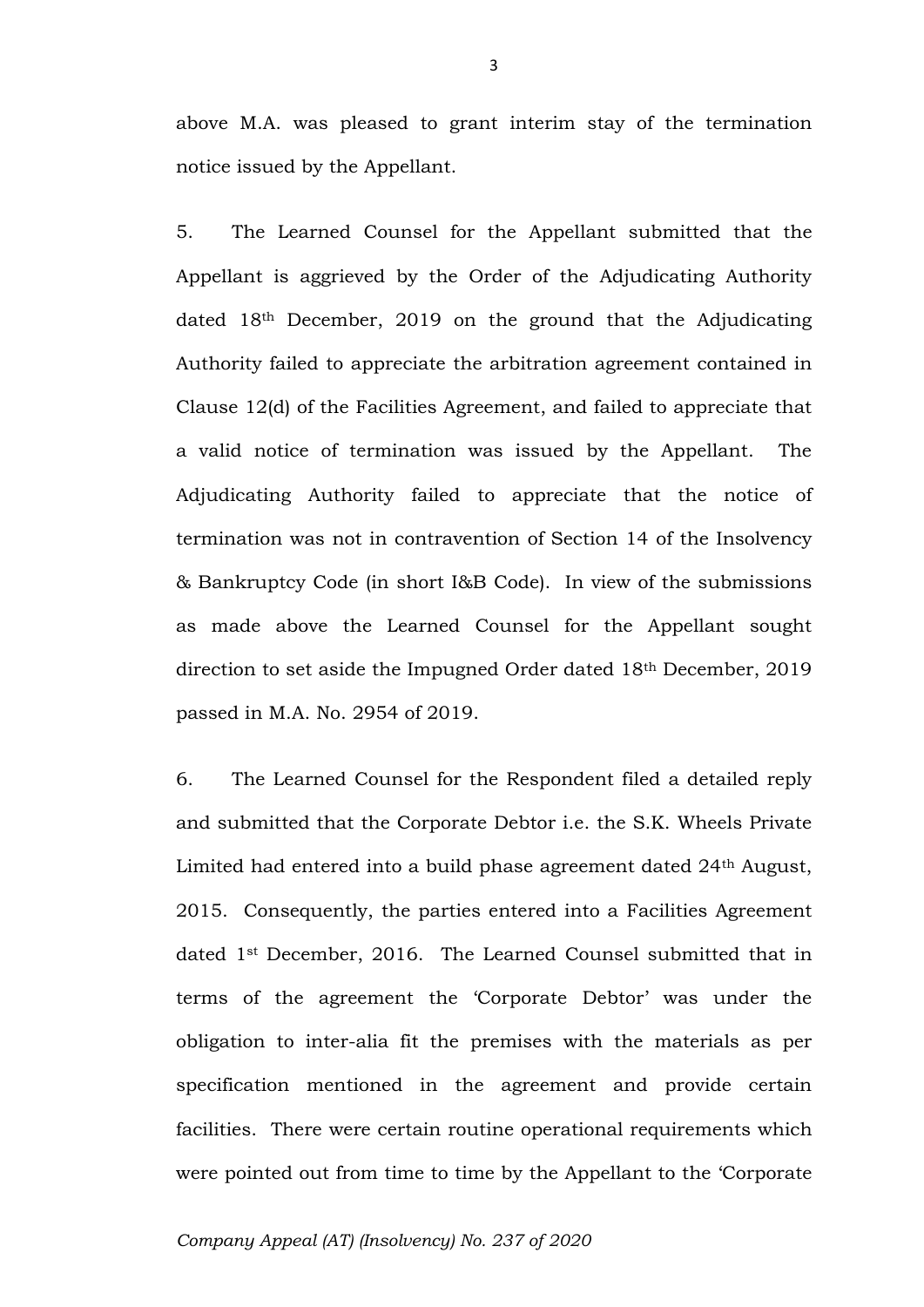above M.A. was pleased to grant interim stay of the termination notice issued by the Appellant.

5. The Learned Counsel for the Appellant submitted that the Appellant is aggrieved by the Order of the Adjudicating Authority dated 18th December, 2019 on the ground that the Adjudicating Authority failed to appreciate the arbitration agreement contained in Clause 12(d) of the Facilities Agreement, and failed to appreciate that a valid notice of termination was issued by the Appellant. The Adjudicating Authority failed to appreciate that the notice of termination was not in contravention of Section 14 of the Insolvency & Bankruptcy Code (in short I&B Code). In view of the submissions as made above the Learned Counsel for the Appellant sought direction to set aside the Impugned Order dated 18th December, 2019 passed in M.A. No. 2954 of 2019.

6. The Learned Counsel for the Respondent filed a detailed reply and submitted that the Corporate Debtor i.e. the S.K. Wheels Private Limited had entered into a build phase agreement dated 24th August, 2015. Consequently, the parties entered into a Facilities Agreement dated 1st December, 2016. The Learned Counsel submitted that in terms of the agreement the 'Corporate Debtor' was under the obligation to inter-alia fit the premises with the materials as per specification mentioned in the agreement and provide certain facilities. There were certain routine operational requirements which were pointed out from time to time by the Appellant to the 'Corporate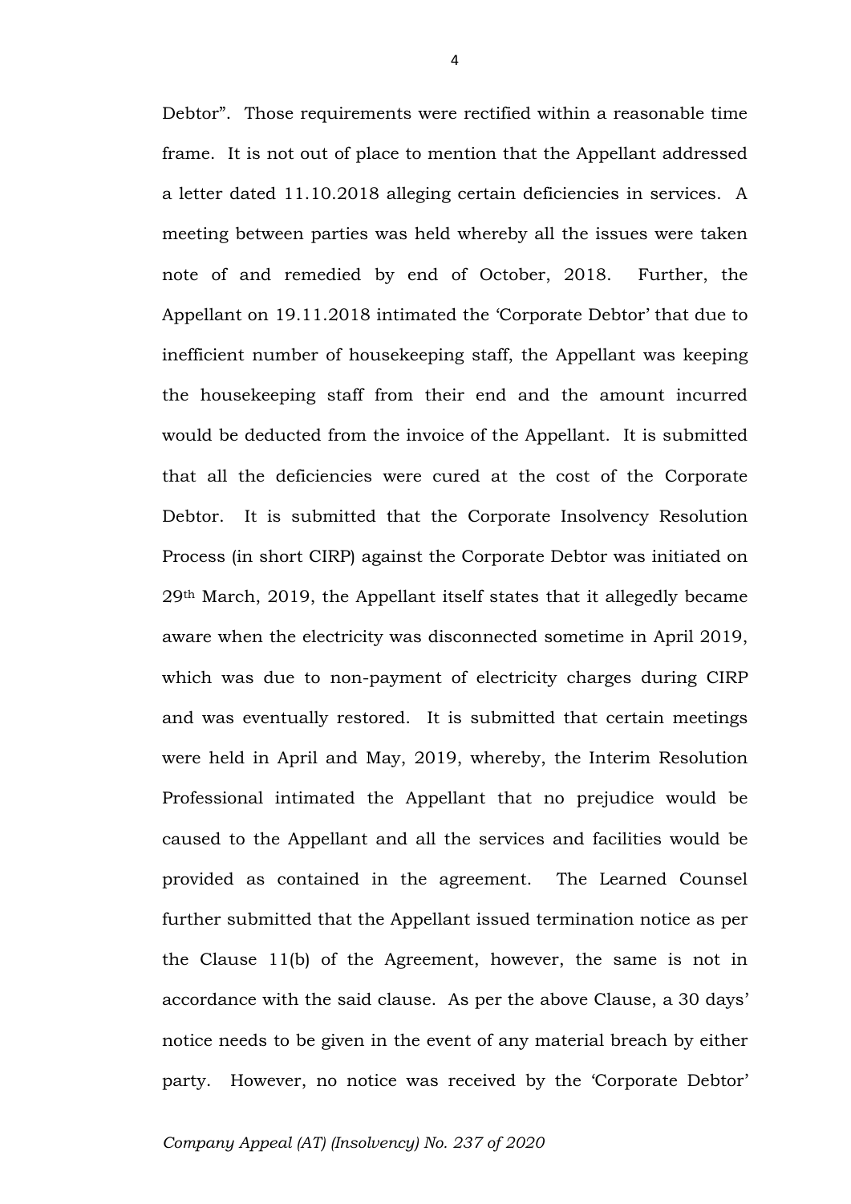Debtor". Those requirements were rectified within a reasonable time frame. It is not out of place to mention that the Appellant addressed a letter dated 11.10.2018 alleging certain deficiencies in services. A meeting between parties was held whereby all the issues were taken note of and remedied by end of October, 2018. Further, the Appellant on 19.11.2018 intimated the 'Corporate Debtor' that due to inefficient number of housekeeping staff, the Appellant was keeping the housekeeping staff from their end and the amount incurred would be deducted from the invoice of the Appellant. It is submitted that all the deficiencies were cured at the cost of the Corporate Debtor. It is submitted that the Corporate Insolvency Resolution Process (in short CIRP) against the Corporate Debtor was initiated on 29th March, 2019, the Appellant itself states that it allegedly became aware when the electricity was disconnected sometime in April 2019, which was due to non-payment of electricity charges during CIRP and was eventually restored. It is submitted that certain meetings were held in April and May, 2019, whereby, the Interim Resolution Professional intimated the Appellant that no prejudice would be caused to the Appellant and all the services and facilities would be provided as contained in the agreement. The Learned Counsel further submitted that the Appellant issued termination notice as per the Clause 11(b) of the Agreement, however, the same is not in accordance with the said clause. As per the above Clause, a 30 days' notice needs to be given in the event of any material breach by either party. However, no notice was received by the 'Corporate Debtor'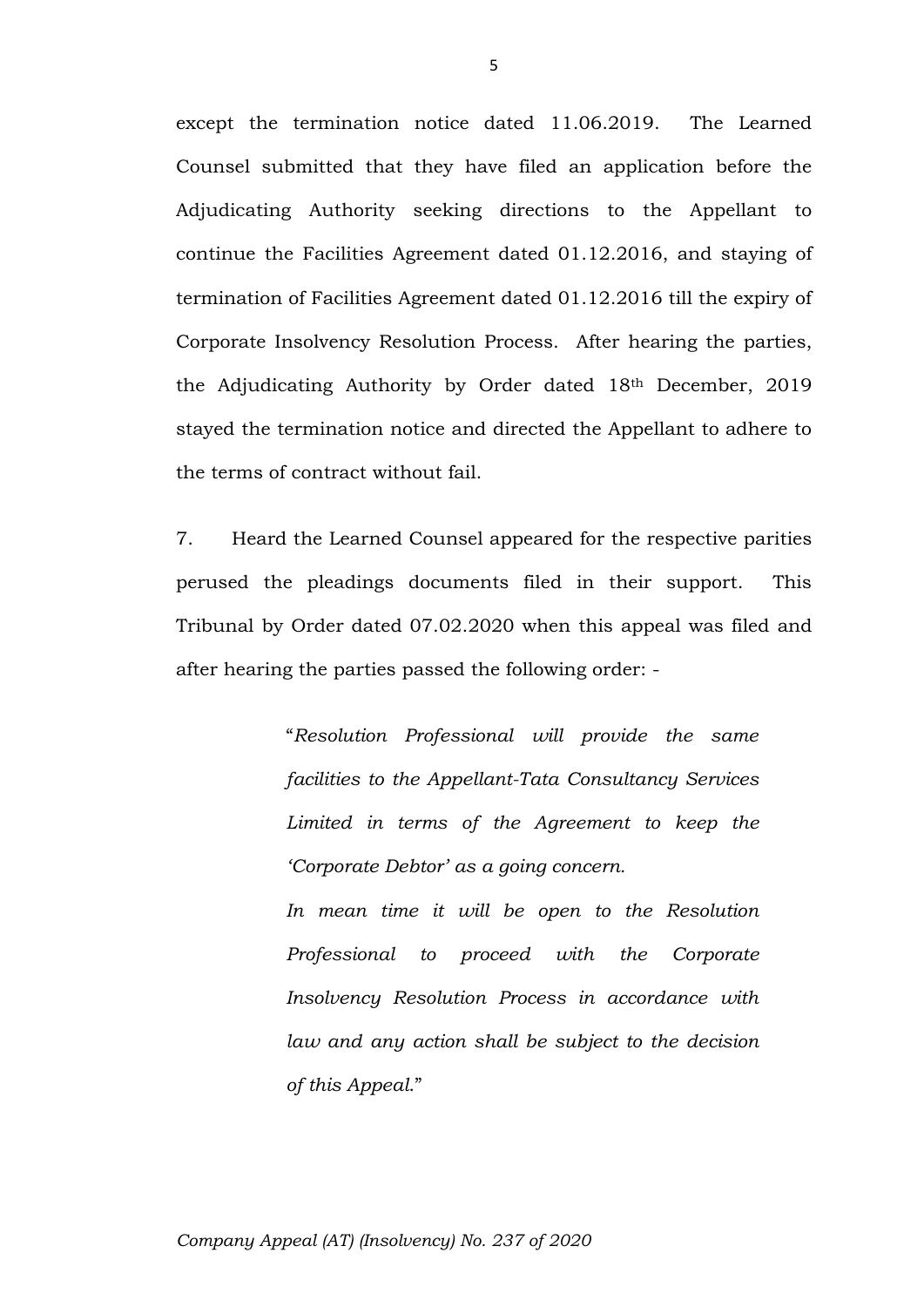except the termination notice dated 11.06.2019. The Learned Counsel submitted that they have filed an application before the Adjudicating Authority seeking directions to the Appellant to continue the Facilities Agreement dated 01.12.2016, and staying of termination of Facilities Agreement dated 01.12.2016 till the expiry of Corporate Insolvency Resolution Process. After hearing the parties, the Adjudicating Authority by Order dated 18th December, 2019 stayed the termination notice and directed the Appellant to adhere to the terms of contract without fail.

7. Heard the Learned Counsel appeared for the respective parities perused the pleadings documents filed in their support. This Tribunal by Order dated 07.02.2020 when this appeal was filed and after hearing the parties passed the following order: -

> "*Resolution Professional will provide the same facilities to the Appellant-Tata Consultancy Services Limited in terms of the Agreement to keep the 'Corporate Debtor' as a going concern.*
>
> *In mean time it will be open to the Resolution Professional to proceed with the Corporate Insolvency Resolution Process in accordance with law and any action shall be subject to the decision of this Appeal.*"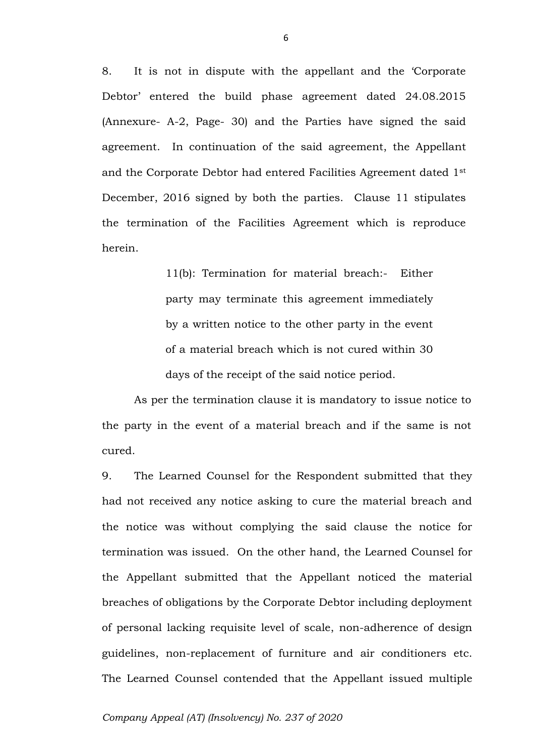8. It is not in dispute with the appellant and the 'Corporate Debtor' entered the build phase agreement dated 24.08.2015 (Annexure- A-2, Page- 30) and the Parties have signed the said agreement. In continuation of the said agreement, the Appellant and the Corporate Debtor had entered Facilities Agreement dated 1st December, 2016 signed by both the parties. Clause 11 stipulates the termination of the Facilities Agreement which is reproduce herein.

> 11(b): Termination for material breach:- Either party may terminate this agreement immediately by a written notice to the other party in the event of a material breach which is not cured within 30 days of the receipt of the said notice period.

As per the termination clause it is mandatory to issue notice to the party in the event of a material breach and if the same is not cured.

9. The Learned Counsel for the Respondent submitted that they had not received any notice asking to cure the material breach and the notice was without complying the said clause the notice for termination was issued. On the other hand, the Learned Counsel for the Appellant submitted that the Appellant noticed the material breaches of obligations by the Corporate Debtor including deployment of personal lacking requisite level of scale, non-adherence of design guidelines, non-replacement of furniture and air conditioners etc. The Learned Counsel contended that the Appellant issued multiple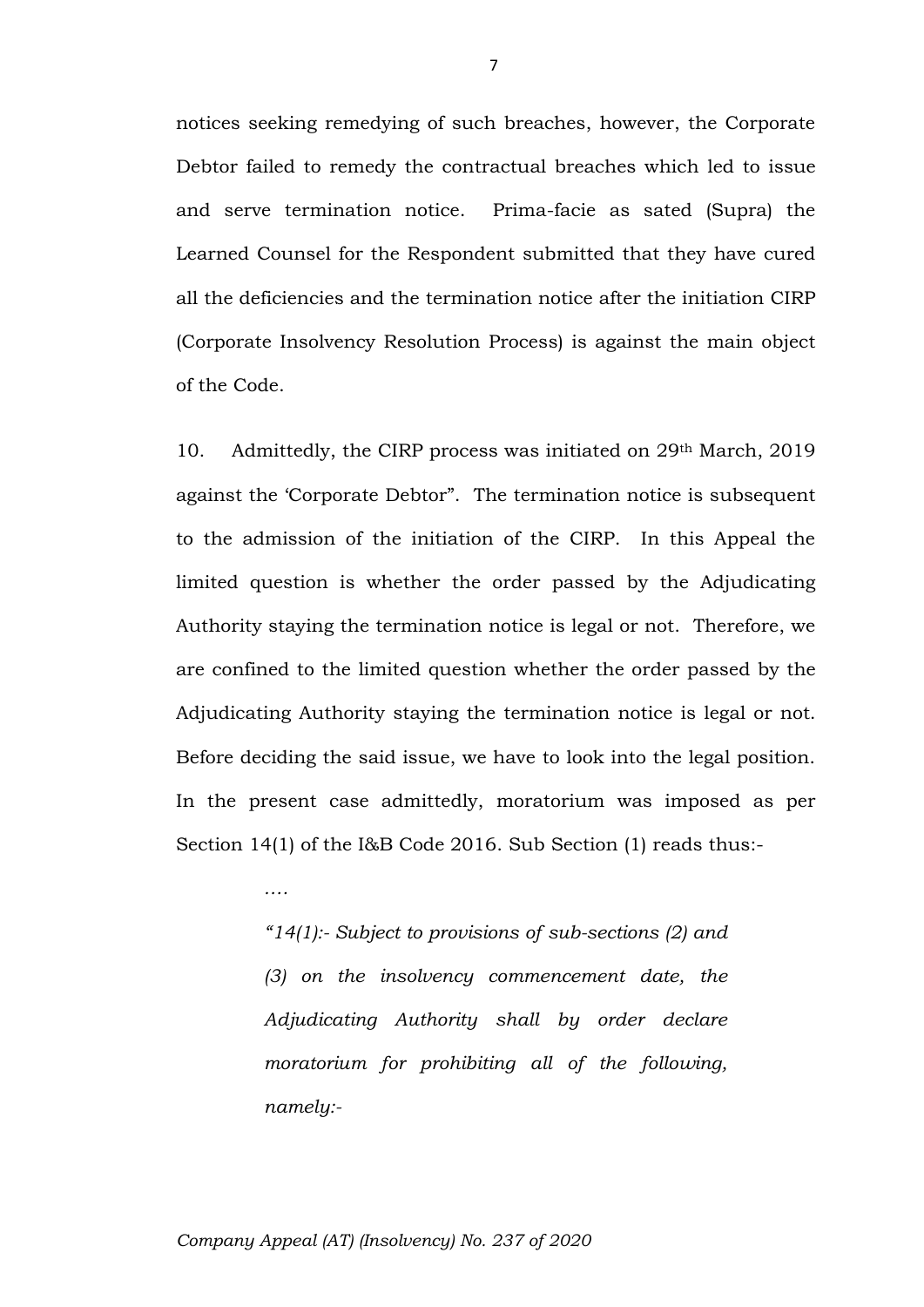notices seeking remedying of such breaches, however, the Corporate Debtor failed to remedy the contractual breaches which led to issue and serve termination notice. Prima-facie as sated (Supra) the Learned Counsel for the Respondent submitted that they have cured all the deficiencies and the termination notice after the initiation CIRP (Corporate Insolvency Resolution Process) is against the main object of the Code.

10. Admittedly, the CIRP process was initiated on 29th March, 2019 against the 'Corporate Debtor". The termination notice is subsequent to the admission of the initiation of the CIRP. In this Appeal the limited question is whether the order passed by the Adjudicating Authority staying the termination notice is legal or not. Therefore, we are confined to the limited question whether the order passed by the Adjudicating Authority staying the termination notice is legal or not. Before deciding the said issue, we have to look into the legal position. In the present case admittedly, moratorium was imposed as per Section 14(1) of the I&B Code 2016. Sub Section (1) reads thus:-

> *….*
>
> *"14(1):- Subject to provisions of sub-sections (2) and (3) on the insolvency commencement date, the Adjudicating Authority shall by order declare moratorium for prohibiting all of the following, namely:-*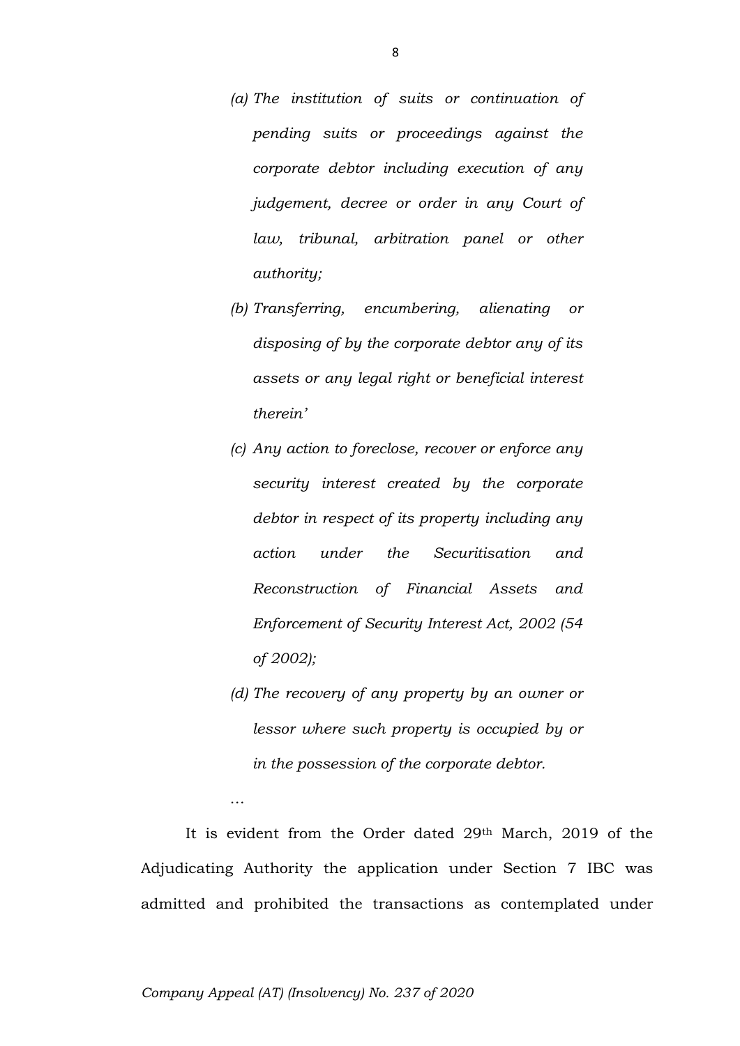*(a) The institution of suits or continuation of pending suits or proceedings against the corporate debtor including execution of any judgement, decree or order in any Court of law, tribunal, arbitration panel or other authority;*

*(b) Transferring, encumbering, alienating or disposing of by the corporate debtor any of its assets or any legal right or beneficial interest therein'*

*(c) Any action to foreclose, recover or enforce any security interest created by the corporate debtor in respect of its property including any action under the Securitisation and Reconstruction of Financial Assets and Enforcement of Security Interest Act, 2002 (54 of 2002);*

*(d) The recovery of any property by an owner or lessor where such property is occupied by or in the possession of the corporate debtor.*

…

It is evident from the Order dated 29th March, 2019 of the Adjudicating Authority the application under Section 7 IBC was admitted and prohibited the transactions as contemplated under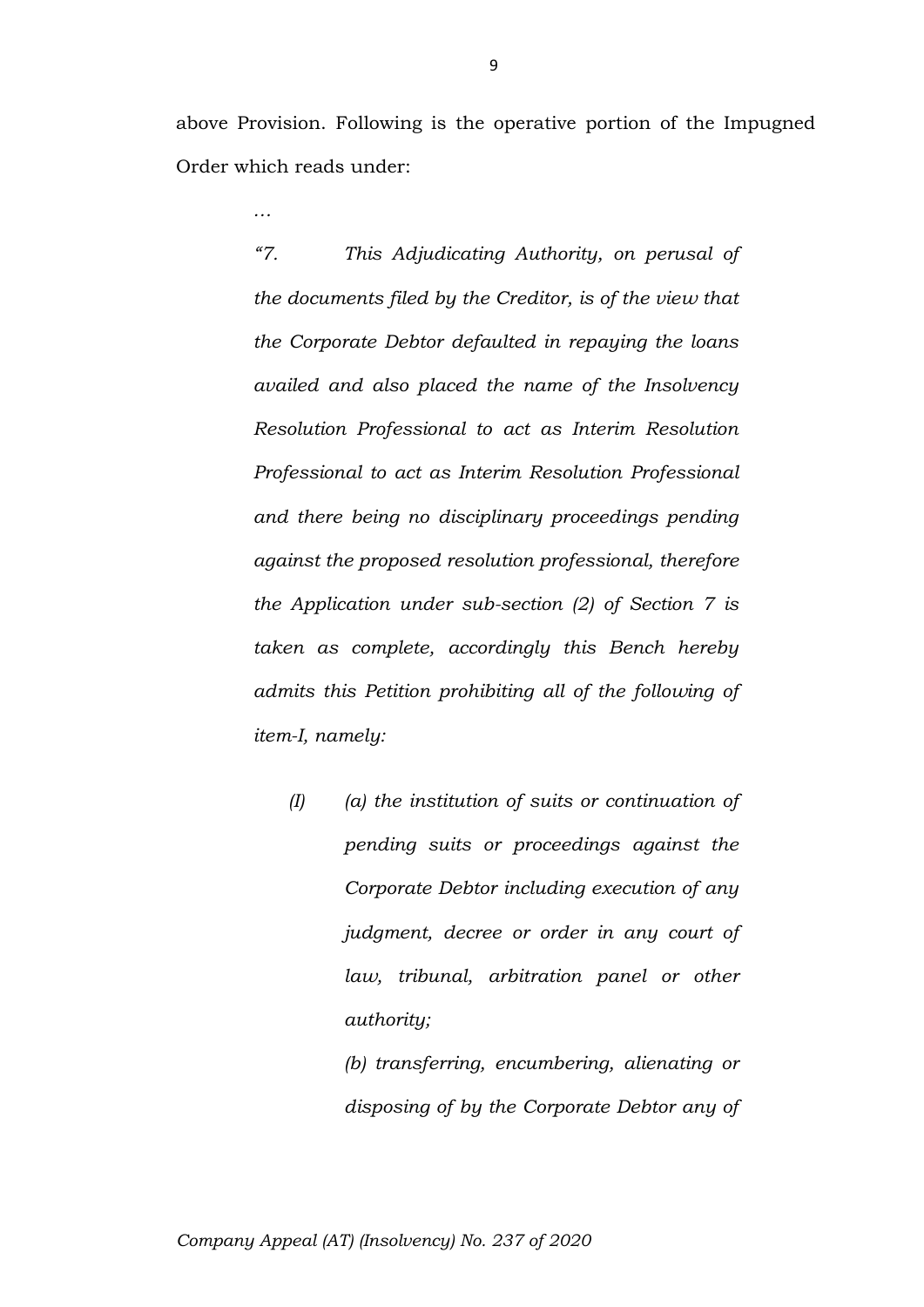above Provision. Following is the operative portion of the Impugned Order which reads under:

> …
>
> *"7. This Adjudicating Authority, on perusal of the documents filed by the Creditor, is of the view that the Corporate Debtor defaulted in repaying the loans availed and also placed the name of the Insolvency Resolution Professional to act as Interim Resolution Professional to act as Interim Resolution Professional and there being no disciplinary proceedings pending against the proposed resolution professional, therefore the Application under sub-section (2) of Section 7 is taken as complete, accordingly this Bench hereby admits this Petition prohibiting all of the following of item-I, namely:*
>
> *(I) (a) the institution of suits or continuation of pending suits or proceedings against the Corporate Debtor including execution of any judgment, decree or order in any court of law, tribunal, arbitration panel or other authority;*
>
> *(b) transferring, encumbering, alienating or disposing of by the Corporate Debtor any of*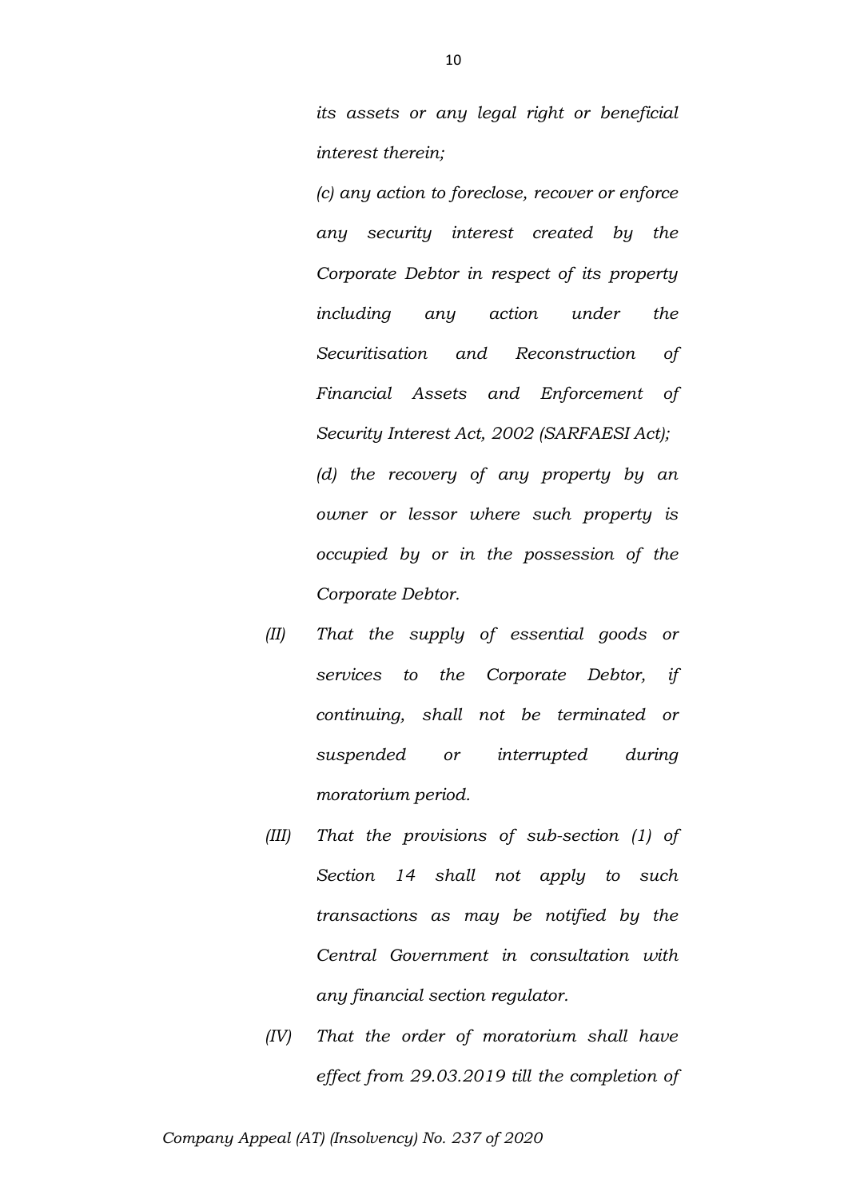*its assets or any legal right or beneficial interest therein;*

*(c) any action to foreclose, recover or enforce any security interest created by the Corporate Debtor in respect of its property including any action under the Securitisation and Reconstruction of Financial Assets and Enforcement of Security Interest Act, 2002 (SARFAESI Act);*

*(d) the recovery of any property by an owner or lessor where such property is occupied by or in the possession of the Corporate Debtor.*

*(II) That the supply of essential goods or services to the Corporate Debtor, if continuing, shall not be terminated or suspended or interrupted during moratorium period.*

*(III) That the provisions of sub-section (1) of Section 14 shall not apply to such transactions as may be notified by the Central Government in consultation with any financial section regulator.*

*(IV) That the order of moratorium shall have effect from 29.03.2019 till the completion of*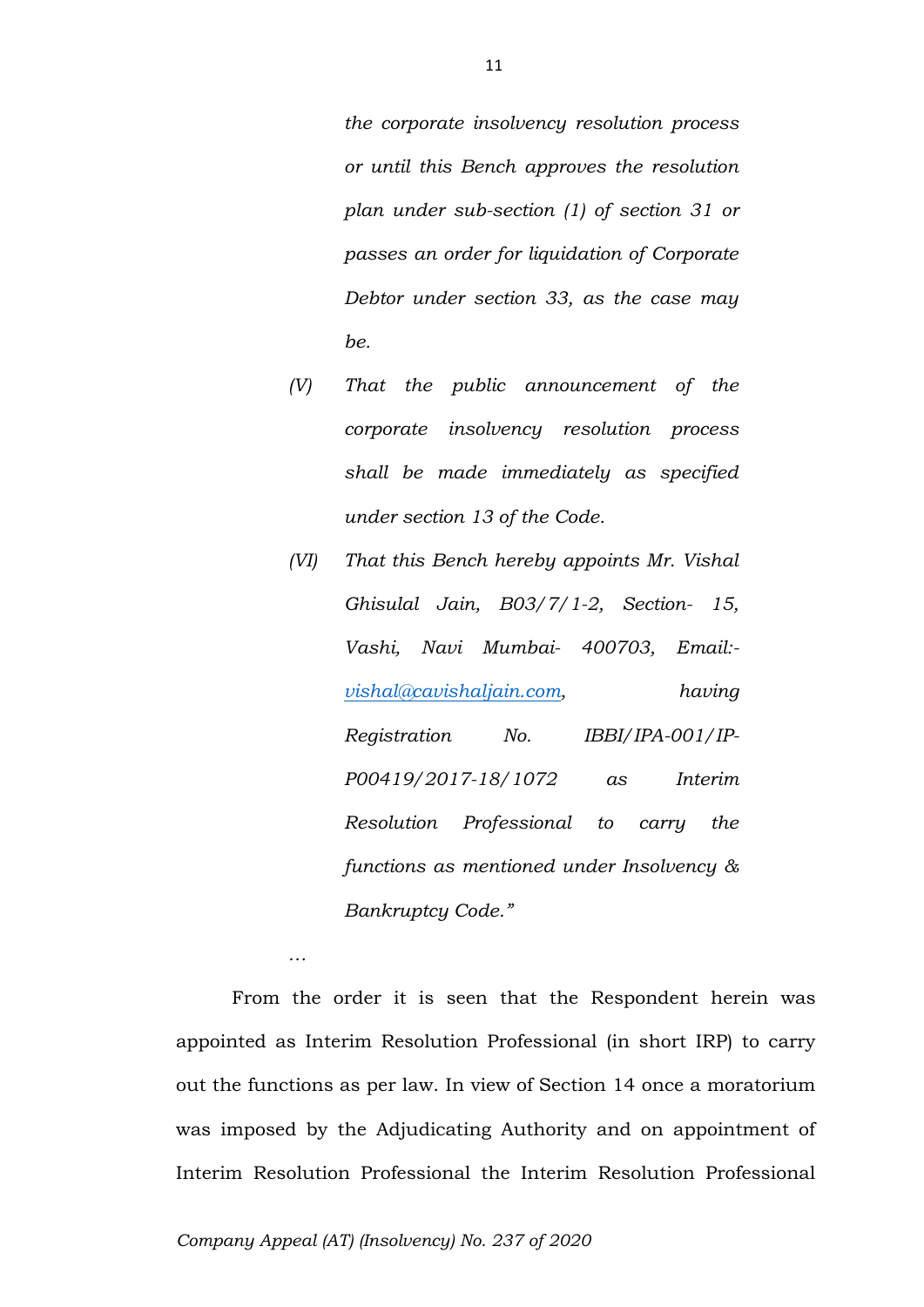*the corporate insolvency resolution process or until this Bench approves the resolution plan under sub-section (1) of section 31 or passes an order for liquidation of Corporate Debtor under section 33, as the case may be.*

*(V) That the public announcement of the corporate insolvency resolution process shall be made immediately as specified under section 13 of the Code.*

*(VI) That this Bench hereby appoints Mr. Vishal Ghisulal Jain, B03/7/1-2, Section- 15, Vashi, Navi Mumbai- 400703, Email:- vishal@cavishaljain.com, having Registration No. IBBI/IPA-001/IP-P00419/2017-18/1072 as Interim Resolution Professional to carry the functions as mentioned under Insolvency & Bankruptcy Code."*

…

From the order it is seen that the Respondent herein was appointed as Interim Resolution Professional (in short IRP) to carry out the functions as per law. In view of Section 14 once a moratorium was imposed by the Adjudicating Authority and on appointment of Interim Resolution Professional the Interim Resolution Professional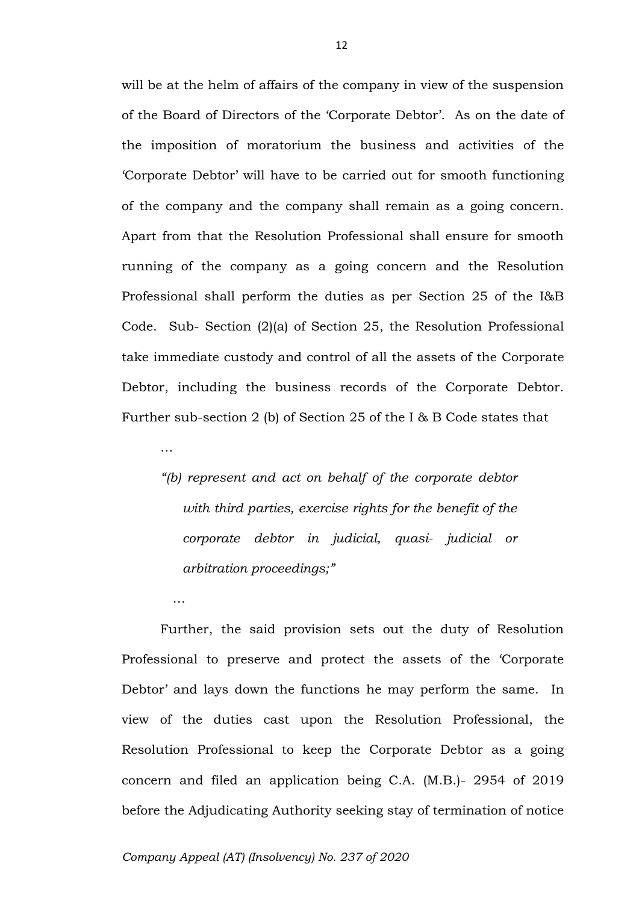will be at the helm of affairs of the company in view of the suspension of the Board of Directors of the 'Corporate Debtor'. As on the date of the imposition of moratorium the business and activities of the 'Corporate Debtor' will have to be carried out for smooth functioning of the company and the company shall remain as a going concern. Apart from that the Resolution Professional shall ensure for smooth running of the company as a going concern and the Resolution Professional shall perform the duties as per Section 25 of the I&B Code. Sub- Section (2)(a) of Section 25, the Resolution Professional take immediate custody and control of all the assets of the Corporate Debtor, including the business records of the Corporate Debtor. Further sub-section 2 (b) of Section 25 of the I & B Code states that

…

> *"(b) represent and act on behalf of the corporate debtor with third parties, exercise rights for the benefit of the corporate debtor in judicial, quasi- judicial or arbitration proceedings;"*

…

Further, the said provision sets out the duty of Resolution Professional to preserve and protect the assets of the 'Corporate Debtor' and lays down the functions he may perform the same. In view of the duties cast upon the Resolution Professional, the Resolution Professional to keep the Corporate Debtor as a going concern and filed an application being C.A. (M.B.)- 2954 of 2019 before the Adjudicating Authority seeking stay of termination of notice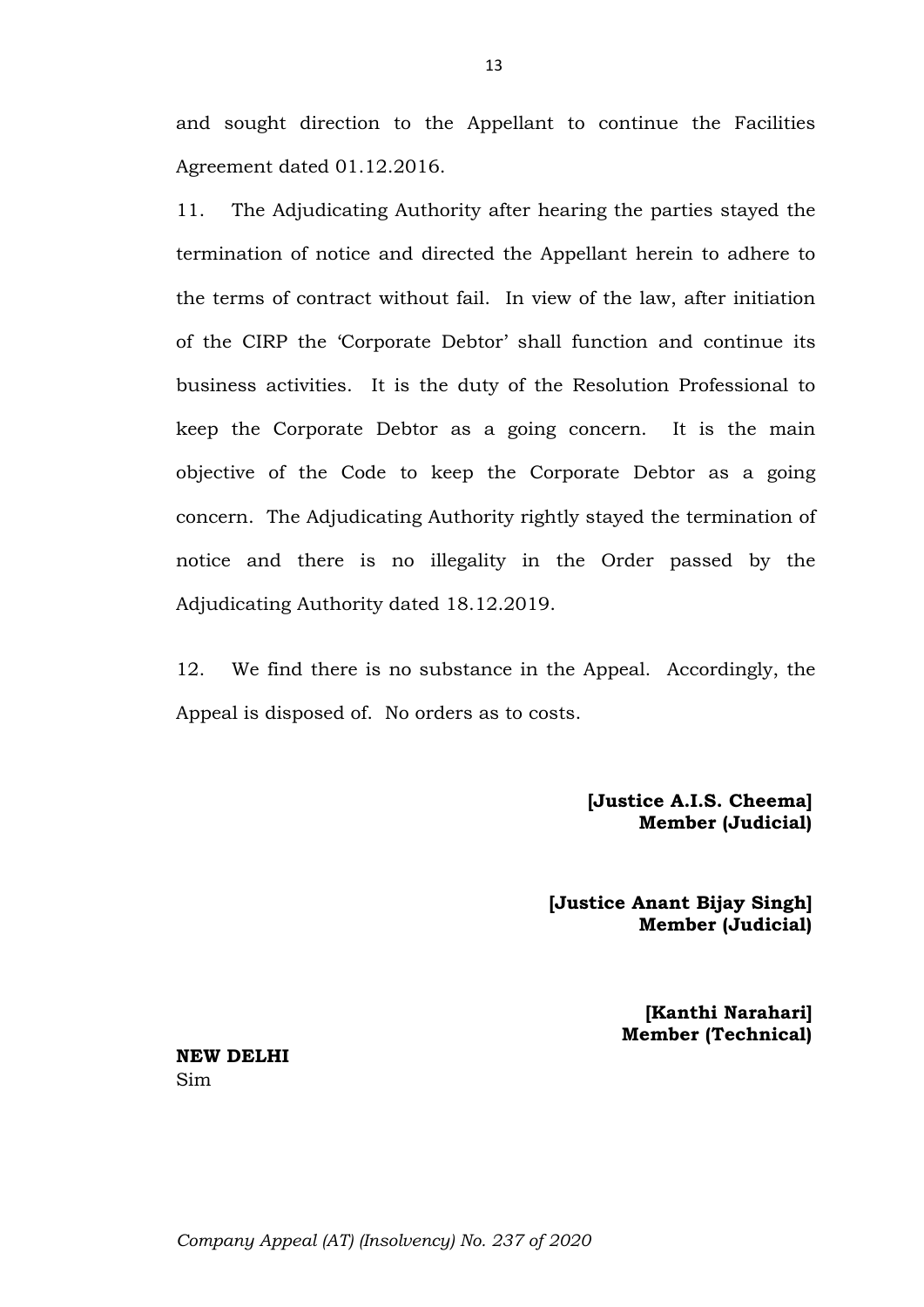and sought direction to the Appellant to continue the Facilities Agreement dated 01.12.2016.

11. The Adjudicating Authority after hearing the parties stayed the termination of notice and directed the Appellant herein to adhere to the terms of contract without fail. In view of the law, after initiation of the CIRP the 'Corporate Debtor' shall function and continue its business activities. It is the duty of the Resolution Professional to keep the Corporate Debtor as a going concern. It is the main objective of the Code to keep the Corporate Debtor as a going concern. The Adjudicating Authority rightly stayed the termination of notice and there is no illegality in the Order passed by the Adjudicating Authority dated 18.12.2019.

12. We find there is no substance in the Appeal. Accordingly, the Appeal is disposed of. No orders as to costs.

**[Justice A.I.S. Cheema]**
**Member (Judicial)**

**[Justice Anant Bijay Singh]**
**Member (Judicial)**

**[Kanthi Narahari]**
**Member (Technical)**

**NEW DELHI**
Sim